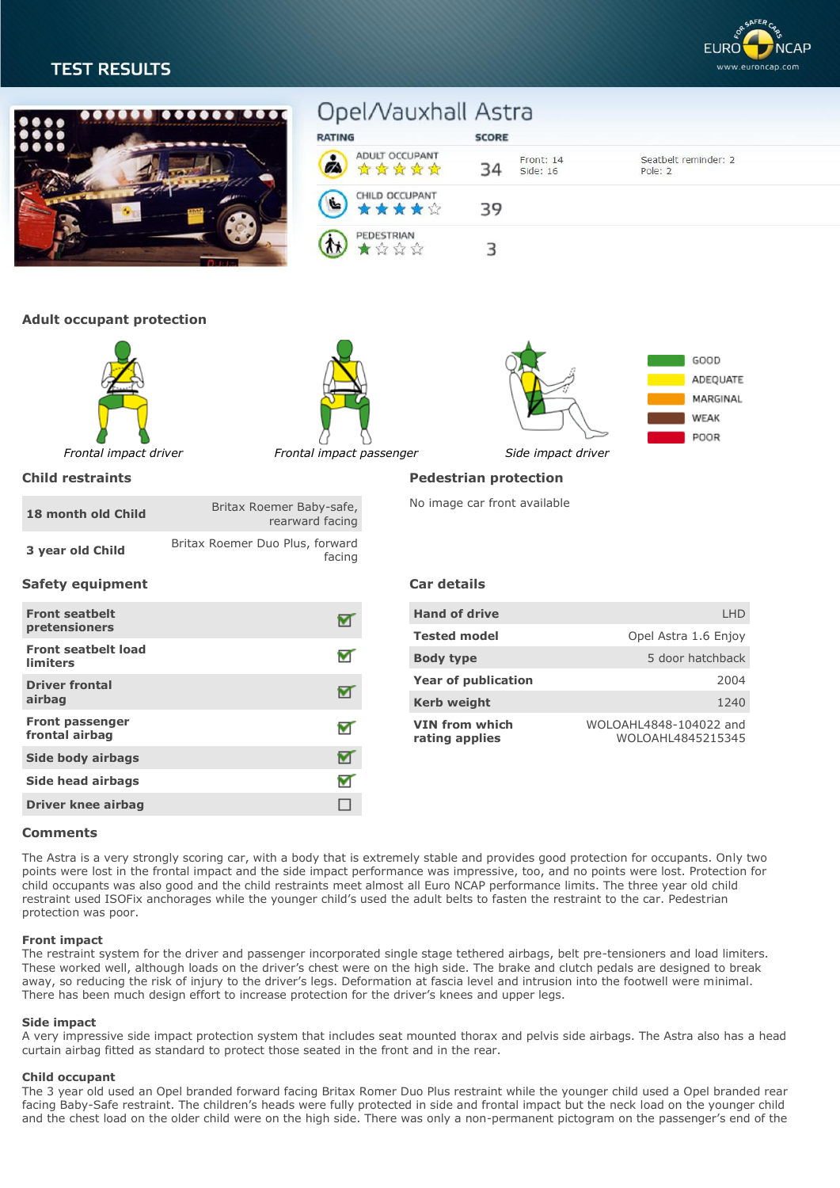TEST RESULTS

# Opel/Vauxhall Astra

| RATING | SCORE | | |
|---|---|---|---|
| ADULT OCCUPANT ★★★★★ | 34 | Front: 14<br>Side: 16 | Seatbelt reminder: 2<br>Pole: 2 |
| CHILD OCCUPANT ★★★★☆ | 39 | | |
| PEDESTRIAN ★☆☆☆ | 3 | | |

## Adult occupant protection

*Frontal impact driver*

*Frontal impact passenger*

*Side impact driver*

GOOD
ADEQUATE
MARGINAL
WEAK
POOR

## Child restraints

| | |
|---|---|
| **18 month old Child** | Britax Roemer Baby-safe, rearward facing |
| **3 year old Child** | Britax Roemer Duo Plus, forward facing |

## Pedestrian protection

No image car front available

## Safety equipment

| | |
|---|---|
| **Front seatbelt pretensioners** | ☑ |
| **Front seatbelt load limiters** | ☑ |
| **Driver frontal airbag** | ☑ |
| **Front passenger frontal airbag** | ☑ |
| **Side body airbags** | ☑ |
| **Side head airbags** | ☑ |
| **Driver knee airbag** | ☐ |

## Car details

| | |
|---|---|
| **Hand of drive** | LHD |
| **Tested model** | Opel Astra 1.6 Enjoy |
| **Body type** | 5 door hatchback |
| **Year of publication** | 2004 |
| **Kerb weight** | 1240 |
| **VIN from which rating applies** | WOLOAHL4848-104022 and WOLOAHL4845215345 |

## Comments

The Astra is a very strongly scoring car, with a body that is extremely stable and provides good protection for occupants. Only two points were lost in the frontal impact and the side impact performance was impressive, too, and no points were lost. Protection for child occupants was also good and the child restraints meet almost all Euro NCAP performance limits. The three year old child restraint used ISOFix anchorages while the younger child's used the adult belts to fasten the restraint to the car. Pedestrian protection was poor.

**Front impact**

The restraint system for the driver and passenger incorporated single stage tethered airbags, belt pre-tensioners and load limiters. These worked well, although loads on the driver's chest were on the high side. The brake and clutch pedals are designed to break away, so reducing the risk of injury to the driver's legs. Deformation at fascia level and intrusion into the footwell were minimal. There has been much design effort to increase protection for the driver's knees and upper legs.

**Side impact**

A very impressive side impact protection system that includes seat mounted thorax and pelvis side airbags. The Astra also has a head curtain airbag fitted as standard to protect those seated in the front and in the rear.

**Child occupant**

The 3 year old used an Opel branded forward facing Britax Romer Duo Plus restraint while the younger child used a Opel branded rear facing Baby-Safe restraint. The children's heads were fully protected in side and frontal impact but the neck load on the younger child and the chest load on the older child were on the high side. There was only a non-permanent pictogram on the passenger's end of the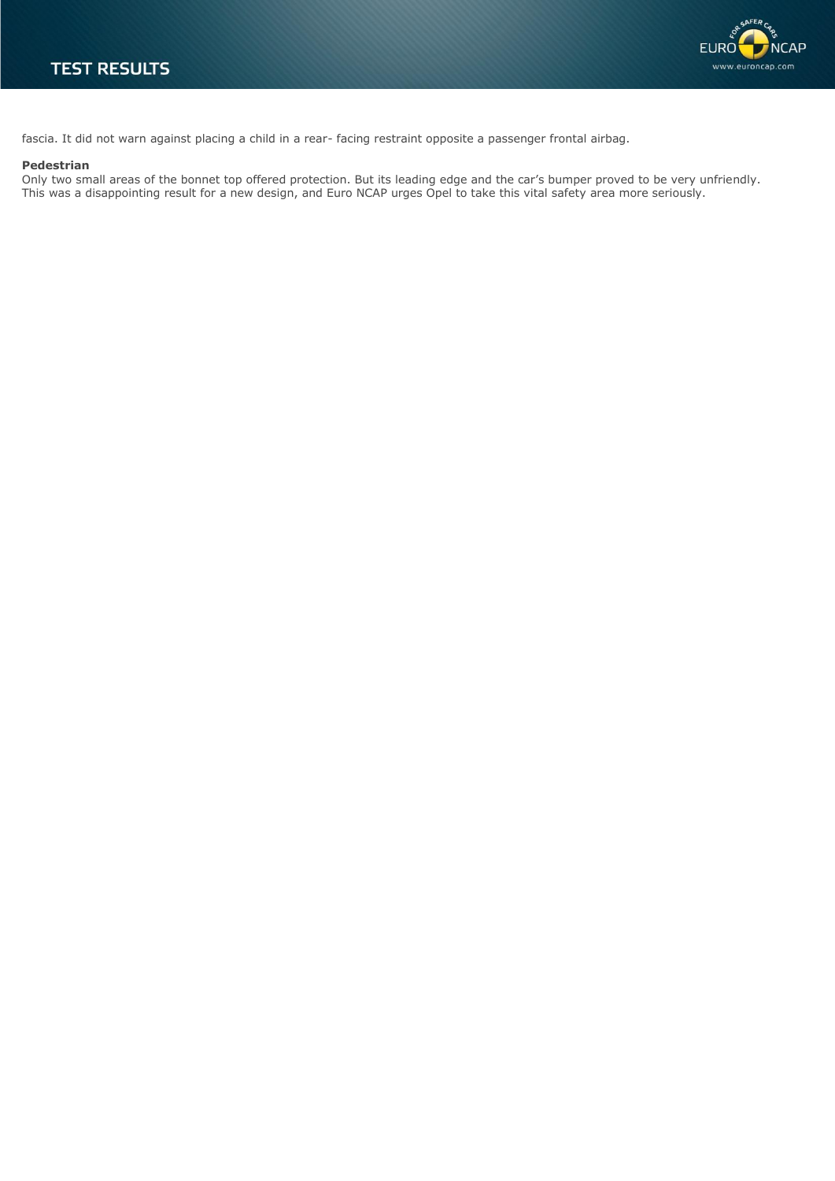fascia. It did not warn against placing a child in a rear- facing restraint opposite a passenger frontal airbag.

**Pedestrian**

Only two small areas of the bonnet top offered protection. But its leading edge and the car's bumper proved to be very unfriendly. This was a disappointing result for a new design, and Euro NCAP urges Opel to take this vital safety area more seriously.